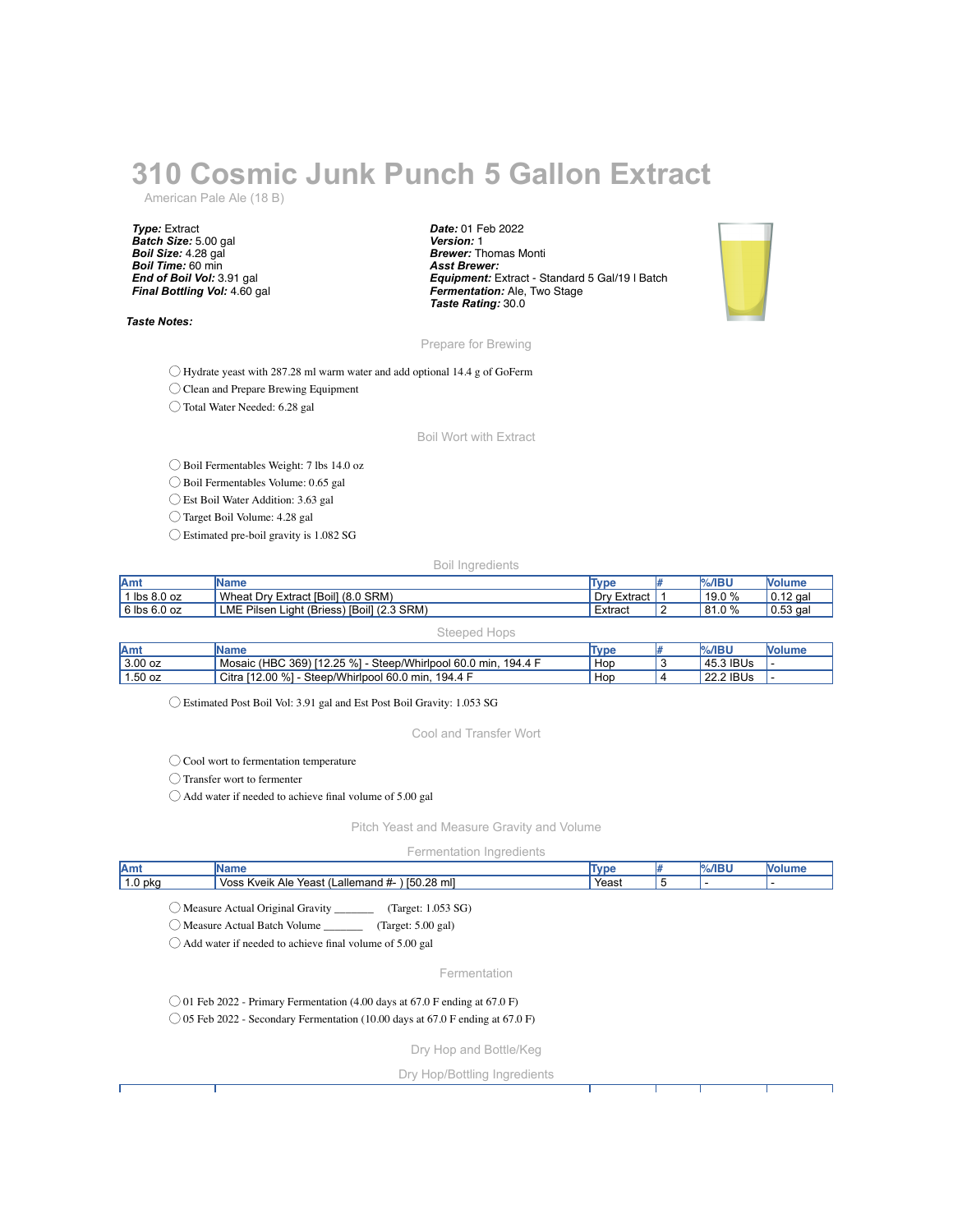# 310 Cosmic Junk Punch 5 Gallon Extract

American Pale Ale (18 B)

***Type:*** Extract
***Batch Size:*** 5.00 gal
***Boil Size:*** 4.28 gal
***Boil Time:*** 60 min
***End of Boil Vol:*** 3.91 gal
***Final Bottling Vol:*** 4.60 gal

***Date:*** 01 Feb 2022
***Version:*** 1
***Brewer:*** Thomas Monti
***Asst Brewer:***
***Equipment:*** Extract - Standard 5 Gal/19 l Batch
***Fermentation:*** Ale, Two Stage
***Taste Rating:*** 30.0

***Taste Notes:***

## Prepare for Brewing

- ◯ Hydrate yeast with 287.28 ml warm water and add optional 14.4 g of GoFerm
- ◯ Clean and Prepare Brewing Equipment
- ◯ Total Water Needed: 6.28 gal

## Boil Wort with Extract

- ◯ Boil Fermentables Weight: 7 lbs 14.0 oz
- ◯ Boil Fermentables Volume: 0.65 gal
- ◯ Est Boil Water Addition: 3.63 gal
- ◯ Target Boil Volume: 4.28 gal
- ◯ Estimated pre-boil gravity is 1.082 SG

### Boil Ingredients

| Amt | Name | Type | # | %/IBU | Volume |
|---|---|---|---|---|---|
| 1 lbs 8.0 oz | Wheat Dry Extract [Boil] (8.0 SRM) | Dry Extract | 1 | 19.0 % | 0.12 gal |
| 6 lbs 6.0 oz | LME Pilsen Light (Briess) [Boil] (2.3 SRM) | Extract | 2 | 81.0 % | 0.53 gal |

### Steeped Hops

| Amt | Name | Type | # | %/IBU | Volume |
|---|---|---|---|---|---|
| 3.00 oz | Mosaic (HBC 369) [12.25 %] - Steep/Whirlpool 60.0 min, 194.4 F | Hop | 3 | 45.3 IBUs | - |
| 1.50 oz | Citra [12.00 %] - Steep/Whirlpool 60.0 min, 194.4 F | Hop | 4 | 22.2 IBUs | - |

- ◯ Estimated Post Boil Vol: 3.91 gal and Est Post Boil Gravity: 1.053 SG

## Cool and Transfer Wort

- ◯ Cool wort to fermentation temperature
- ◯ Transfer wort to fermenter
- ◯ Add water if needed to achieve final volume of 5.00 gal

## Pitch Yeast and Measure Gravity and Volume

### Fermentation Ingredients

| Amt | Name | Type | # | %/IBU | Volume |
|---|---|---|---|---|---|
| 1.0 pkg | Voss Kveik Ale Yeast (Lallemand #- ) [50.28 ml] | Yeast | 5 | - | - |

- ◯ Measure Actual Original Gravity _______ (Target: 1.053 SG)
- ◯ Measure Actual Batch Volume _______ (Target: 5.00 gal)
- ◯ Add water if needed to achieve final volume of 5.00 gal

## Fermentation

- ◯ 01 Feb 2022 - Primary Fermentation (4.00 days at 67.0 F ending at 67.0 F)
- ◯ 05 Feb 2022 - Secondary Fermentation (10.00 days at 67.0 F ending at 67.0 F)

## Dry Hop and Bottle/Keg

### Dry Hop/Bottling Ingredients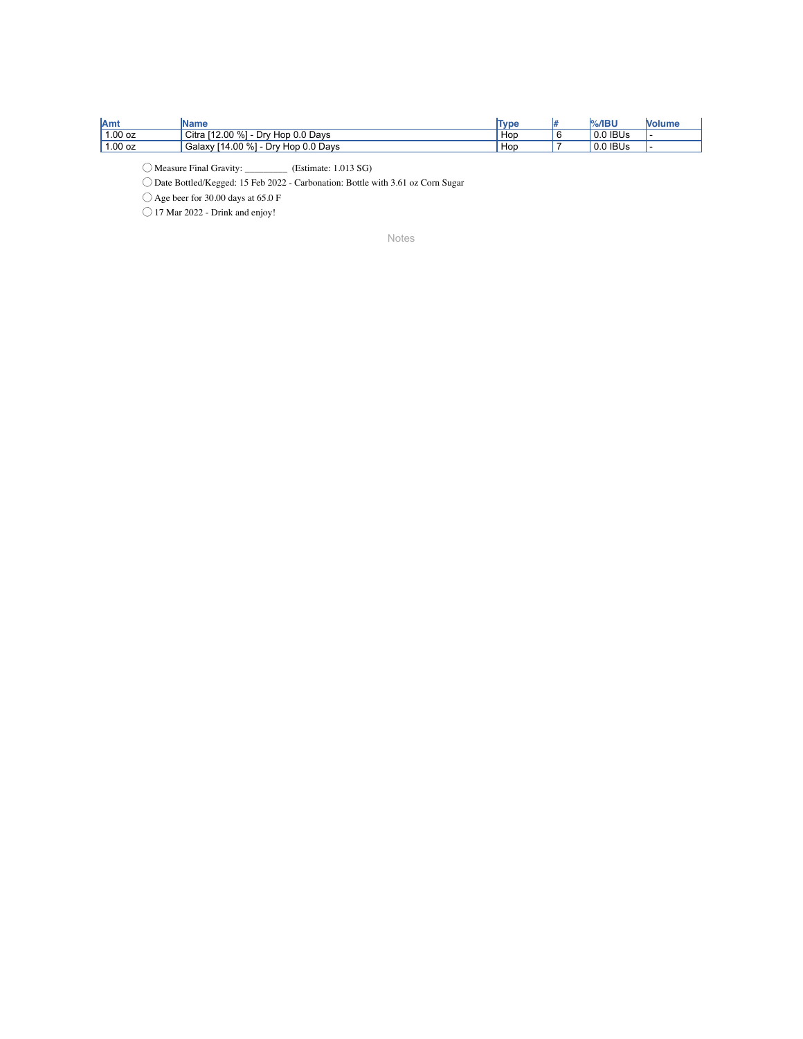| Amt | Name | Type | # | %/IBU | Volume |
|---|---|---|---|---|---|
| 1.00 oz | Citra [12.00 %] - Dry Hop 0.0 Days | Hop | 6 | 0.0 IBUs | - |
| 1.00 oz | Galaxy [14.00 %] - Dry Hop 0.0 Days | Hop | 7 | 0.0 IBUs | - |

- ◯ Measure Final Gravity: _________ (Estimate: 1.013 SG)
- ◯ Date Bottled/Kegged: 15 Feb 2022 - Carbonation: Bottle with 3.61 oz Corn Sugar
- ◯ Age beer for 30.00 days at 65.0 F
- ◯ 17 Mar 2022 - Drink and enjoy!

Notes